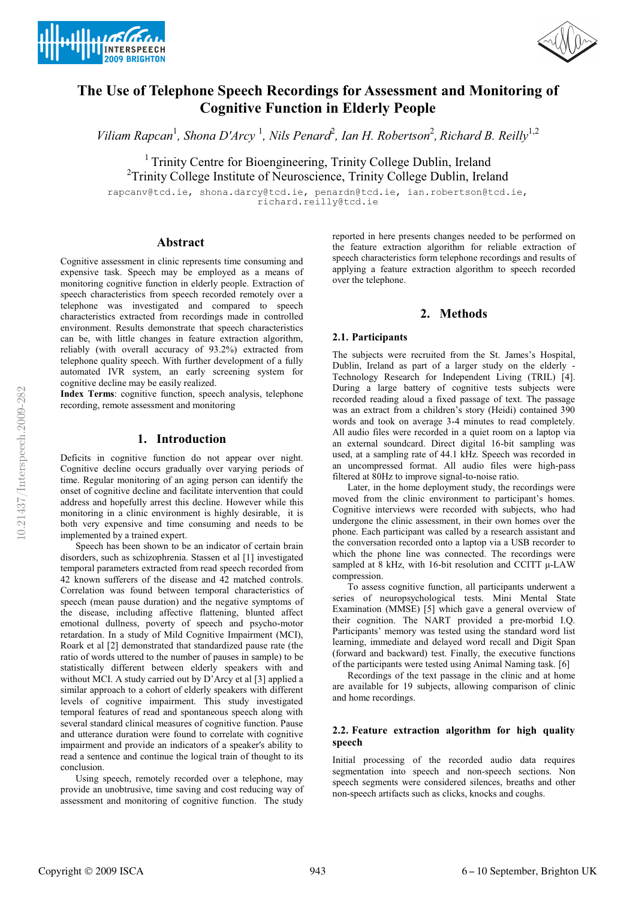# The Use of Telephone Speech Recordings for Assessment and Monitoring of Cognitive Function in Elderly People

*Viliam Rapcan*[1], *Shona D'Arcy* [1], *Nils Penard*[2], *Ian H. Robertson*[2], *Richard B. Reilly*[1,2]

[1] Trinity Centre for Bioengineering, Trinity College Dublin, Ireland
[2]Trinity College Institute of Neuroscience, Trinity College Dublin, Ireland

rapcanv@tcd.ie, shona.darcy@tcd.ie, penardn@tcd.ie, ian.robertson@tcd.ie, richard.reilly@tcd.ie

## Abstract

Cognitive assessment in clinic represents time consuming and expensive task. Speech may be employed as a means of monitoring cognitive function in elderly people. Extraction of speech characteristics from speech recorded remotely over a telephone was investigated and compared to speech characteristics extracted from recordings made in controlled environment. Results demonstrate that speech characteristics can be, with little changes in feature extraction algorithm, reliably (with overall accuracy of 93.2%) extracted from telephone quality speech. With further development of a fully automated IVR system, an early screening system for cognitive decline may be easily realized.

**Index Terms**: cognitive function, speech analysis, telephone recording, remote assessment and monitoring

## 1. Introduction

Deficits in cognitive function do not appear over night. Cognitive decline occurs gradually over varying periods of time. Regular monitoring of an aging person can identify the onset of cognitive decline and facilitate intervention that could address and hopefully arrest this decline. However while this monitoring in a clinic environment is highly desirable, it is both very expensive and time consuming and needs to be implemented by a trained expert.

Speech has been shown to be an indicator of certain brain disorders, such as schizophrenia. Stassen et al [1] investigated temporal parameters extracted from read speech recorded from 42 known sufferers of the disease and 42 matched controls. Correlation was found between temporal characteristics of speech (mean pause duration) and the negative symptoms of the disease, including affective flattening, blunted affect emotional dullness, poverty of speech and psycho-motor retardation. In a study of Mild Cognitive Impairment (MCI), Roark et al [2] demonstrated that standardized pause rate (the ratio of words uttered to the number of pauses in sample) to be statistically different between elderly speakers with and without MCI. A study carried out by D'Arcy et al [3] applied a similar approach to a cohort of elderly speakers with different levels of cognitive impairment. This study investigated temporal features of read and spontaneous speech along with several standard clinical measures of cognitive function. Pause and utterance duration were found to correlate with cognitive impairment and provide an indicators of a speaker's ability to read a sentence and continue the logical train of thought to its conclusion.

Using speech, remotely recorded over a telephone, may provide an unobtrusive, time saving and cost reducing way of assessment and monitoring of cognitive function. The study reported in here presents changes needed to be performed on the feature extraction algorithm for reliable extraction of speech characteristics form telephone recordings and results of applying a feature extraction algorithm to speech recorded over the telephone.

## 2. Methods

### 2.1. Participants

The subjects were recruited from the St. James's Hospital, Dublin, Ireland as part of a larger study on the elderly - Technology Research for Independent Living (TRIL) [4]. During a large battery of cognitive tests subjects were recorded reading aloud a fixed passage of text. The passage was an extract from a children's story (Heidi) contained 390 words and took on average 3-4 minutes to read completely. All audio files were recorded in a quiet room on a laptop via an external soundcard. Direct digital 16-bit sampling was used, at a sampling rate of 44.1 kHz. Speech was recorded in an uncompressed format. All audio files were high-pass filtered at 80Hz to improve signal-to-noise ratio.

Later, in the home deployment study, the recordings were moved from the clinic environment to participant's homes. Cognitive interviews were recorded with subjects, who had undergone the clinic assessment, in their own homes over the phone. Each participant was called by a research assistant and the conversation recorded onto a laptop via a USB recorder to which the phone line was connected. The recordings were sampled at 8 kHz, with 16-bit resolution and CCITT μ-LAW compression.

To assess cognitive function, all participants underwent a series of neuropsychological tests. Mini Mental State Examination (MMSE) [5] which gave a general overview of their cognition. The NART provided a pre-morbid I.Q. Participants' memory was tested using the standard word list learning, immediate and delayed word recall and Digit Span (forward and backward) test. Finally, the executive functions of the participants were tested using Animal Naming task. [6]

Recordings of the text passage in the clinic and at home are available for 19 subjects, allowing comparison of clinic and home recordings.

### 2.2. Feature extraction algorithm for high quality speech

Initial processing of the recorded audio data requires segmentation into speech and non-speech sections. Non speech segments were considered silences, breaths and other non-speech artifacts such as clicks, knocks and coughs.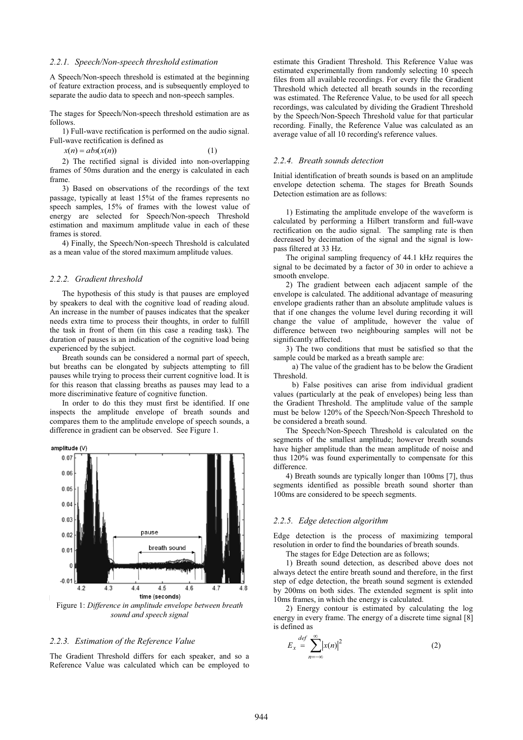### 2.2.1. Speech/Non-speech threshold estimation

A Speech/Non-speech threshold is estimated at the beginning of feature extraction process, and is subsequently employed to separate the audio data to speech and non-speech samples.

The stages for Speech/Non-speech threshold estimation are as follows.

1) Full-wave rectification is performed on the audio signal. Full-wave rectification is defined as

$$x(n) = abs(x(n)) \tag{1}$$

2) The rectified signal is divided into non-overlapping frames of 50ms duration and the energy is calculated in each frame.

3) Based on observations of the recordings of the text passage, typically at least 15%t of the frames represents no speech samples, 15% of frames with the lowest value of energy are selected for Speech/Non-speech Threshold estimation and maximum amplitude value in each of these frames is stored.

4) Finally, the Speech/Non-speech Threshold is calculated as a mean value of the stored maximum amplitude values.

### 2.2.2. Gradient threshold

The hypothesis of this study is that pauses are employed by speakers to deal with the cognitive load of reading aloud. An increase in the number of pauses indicates that the speaker needs extra time to process their thoughts, in order to fulfill the task in front of them (in this case a reading task). The duration of pauses is an indication of the cognitive load being experienced by the subject.

Breath sounds can be considered a normal part of speech, but breaths can be elongated by subjects attempting to fill pauses while trying to process their current cognitive load. It is for this reason that classing breaths as pauses may lead to a more discriminative feature of cognitive function.

In order to do this they must first be identified. If one inspects the amplitude envelope of breath sounds and compares them to the amplitude envelope of speech sounds, a difference in gradient can be observed. See Figure 1.

Figure 1: *Difference in amplitude envelope between breath sound and speech signal*

### 2.2.3. Estimation of the Reference Value

The Gradient Threshold differs for each speaker, and so a Reference Value was calculated which can be employed to estimate this Gradient Threshold. This Reference Value was estimated experimentally from randomly selecting 10 speech files from all available recordings. For every file the Gradient Threshold which detected all breath sounds in the recording was estimated. The Reference Value, to be used for all speech recordings, was calculated by dividing the Gradient Threshold by the Speech/Non-Speech Threshold value for that particular recording. Finally, the Reference Value was calculated as an average value of all 10 recording's reference values.

### 2.2.4. Breath sounds detection

Initial identification of breath sounds is based on an amplitude envelope detection schema. The stages for Breath Sounds Detection estimation are as follows:

1) Estimating the amplitude envelope of the waveform is calculated by performing a Hilbert transform and full-wave rectification on the audio signal. The sampling rate is then decreased by decimation of the signal and the signal is low-pass filtered at 33 Hz.

The original sampling frequency of 44.1 kHz requires the signal to be decimated by a factor of 30 in order to achieve a smooth envelope.

2) The gradient between each adjacent sample of the envelope is calculated. The additional advantage of measuring envelope gradients rather than an absolute amplitude values is that if one changes the volume level during recording it will change the value of amplitude, however the value of difference between two neighbouring samples will not be significantly affected.

3) The two conditions that must be satisfied so that the sample could be marked as a breath sample are:

a) The value of the gradient has to be below the Gradient Threshold.

b) False positives can arise from individual gradient values (particularly at the peak of envelopes) being less than the Gradient Threshold. The amplitude value of the sample must be below 120% of the Speech/Non-Speech Threshold to be considered a breath sound.

The Speech/Non-Speech Threshold is calculated on the segments of the smallest amplitude; however breath sounds have higher amplitude than the mean amplitude of noise and thus 120% was found experimentally to compensate for this difference.

4) Breath sounds are typically longer than 100ms [7], thus segments identified as possible breath sound shorter than 100ms are considered to be speech segments.

### 2.2.5. Edge detection algorithm

Edge detection is the process of maximizing temporal resolution in order to find the boundaries of breath sounds.

The stages for Edge Detection are as follows;

1) Breath sound detection, as described above does not always detect the entire breath sound and therefore, in the first step of edge detection, the breath sound segment is extended by 200ms on both sides. The extended segment is split into 10ms frames, in which the energy is calculated.

2) Energy contour is estimated by calculating the log energy in every frame. The energy of a discrete time signal [8] is defined as

$$E_x \overset{def}{=} \sum_{n=-\infty}^{\infty} |x(n)|^2 \tag{2}$$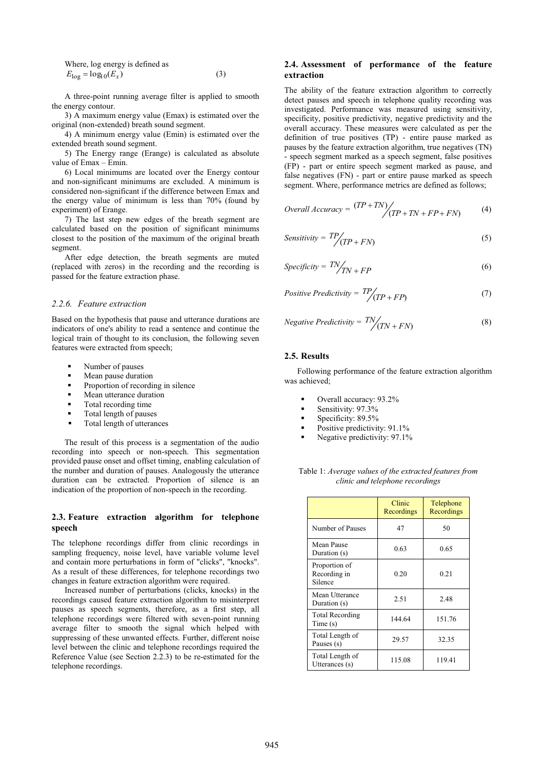Where, log energy is defined as

$$E_{\log} = \log_{10}(E_x) \tag{3}$$

A three-point running average filter is applied to smooth the energy contour.

3) A maximum energy value (Emax) is estimated over the original (non-extended) breath sound segment.

4) A minimum energy value (Emin) is estimated over the extended breath sound segment.

5) The Energy range (Erange) is calculated as absolute value of Emax – Emin.

6) Local minimums are located over the Energy contour and non-significant minimums are excluded. A minimum is considered non-significant if the difference between Emax and the energy value of minimum is less than 70% (found by experiment) of Erange.

7) The last step new edges of the breath segment are calculated based on the position of significant minimums closest to the position of the maximum of the original breath segment.

After edge detection, the breath segments are muted (replaced with zeros) in the recording and the recording is passed for the feature extraction phase.

### *2.2.6. Feature extraction*

Based on the hypothesis that pause and utterance durations are indicators of one's ability to read a sentence and continue the logical train of thought to its conclusion, the following seven features were extracted from speech;

- Number of pauses
- Mean pause duration
- Proportion of recording in silence
- Mean utterance duration
- Total recording time
- Total length of pauses
- Total length of utterances

The result of this process is a segmentation of the audio recording into speech or non-speech. This segmentation provided pause onset and offset timing, enabling calculation of the number and duration of pauses. Analogously the utterance duration can be extracted. Proportion of silence is an indication of the proportion of non-speech in the recording.

## 2.3. Feature extraction algorithm for telephone speech

The telephone recordings differ from clinic recordings in sampling frequency, noise level, have variable volume level and contain more perturbations in form of "clicks", "knocks". As a result of these differences, for telephone recordings two changes in feature extraction algorithm were required.

Increased number of perturbations (clicks, knocks) in the recordings caused feature extraction algorithm to misinterpret pauses as speech segments, therefore, as a first step, all telephone recordings were filtered with seven-point running average filter to smooth the signal which helped with suppressing of these unwanted effects. Further, different noise level between the clinic and telephone recordings required the Reference Value (see Section 2.2.3) to be re-estimated for the telephone recordings.

## 2.4. Assessment of performance of the feature extraction

The ability of the feature extraction algorithm to correctly detect pauses and speech in telephone quality recording was investigated. Performance was measured using sensitivity, specificity, positive predictivity, negative predictivity and the overall accuracy. These measures were calculated as per the definition of true positives (TP) - entire pause marked as pauses by the feature extraction algorithm, true negatives (TN) - speech segment marked as a speech segment, false positives (FP) - part or entire speech segment marked as pause, and false negatives (FN) - part or entire pause marked as speech segment. Where, performance metrics are defined as follows;

$$\text{Overall Accuracy} = \frac{(TP+TN)}{(TP+TN+FP+FN)} \tag{4}$$

$$\text{Sensitivity} = \frac{TP}{(TP+FN)} \tag{5}$$

$$\text{Specificity} = \frac{TN}{TN+FP} \tag{6}$$

$$\text{Positive Predictivity} = \frac{TP}{(TP+FP)} \tag{7}$$

$$\text{Negative Predictivity} = \frac{TN}{(TN+FN)} \tag{8}$$

## 2.5. Results

Following performance of the feature extraction algorithm was achieved;

- Overall accuracy: 93.2%
- Sensitivity: 97.3%
- Specificity: 89.5%
- Positive predictivity: 91.1%
- Negative predictivity: 97.1%

Table 1: *Average values of the extracted features from clinic and telephone recordings*

| | Clinic Recordings | Telephone Recordings |
|---|---|---|
| Number of Pauses | 47 | 50 |
| Mean Pause Duration (s) | 0.63 | 0.65 |
| Proportion of Recording in Silence | 0.20 | 0.21 |
| Mean Utterance Duration (s) | 2.51 | 2.48 |
| Total Recording Time (s) | 144.64 | 151.76 |
| Total Length of Pauses (s) | 29.57 | 32.35 |
| Total Length of Utterances (s) | 115.08 | 119.41 |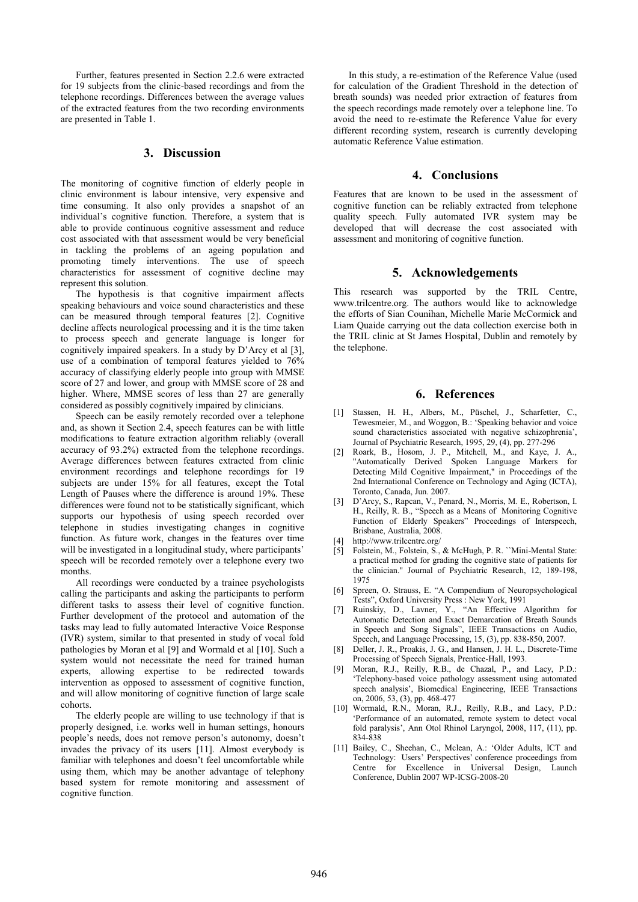Further, features presented in Section 2.2.6 were extracted for 19 subjects from the clinic-based recordings and from the telephone recordings. Differences between the average values of the extracted features from the two recording environments are presented in Table 1.

## 3. Discussion

The monitoring of cognitive function of elderly people in clinic environment is labour intensive, very expensive and time consuming. It also only provides a snapshot of an individual's cognitive function. Therefore, a system that is able to provide continuous cognitive assessment and reduce cost associated with that assessment would be very beneficial in tackling the problems of an ageing population and promoting timely interventions. The use of speech characteristics for assessment of cognitive decline may represent this solution.

The hypothesis is that cognitive impairment affects speaking behaviours and voice sound characteristics and these can be measured through temporal features [2]. Cognitive decline affects neurological processing and it is the time taken to process speech and generate language is longer for cognitively impaired speakers. In a study by D'Arcy et al [3], use of a combination of temporal features yielded to 76% accuracy of classifying elderly people into group with MMSE score of 27 and lower, and group with MMSE score of 28 and higher. Where, MMSE scores of less than 27 are generally considered as possibly cognitively impaired by clinicians.

Speech can be easily remotely recorded over a telephone and, as shown it Section 2.4, speech features can be with little modifications to feature extraction algorithm reliably (overall accuracy of 93.2%) extracted from the telephone recordings. Average differences between features extracted from clinic environment recordings and telephone recordings for 19 subjects are under 15% for all features, except the Total Length of Pauses where the difference is around 19%. These differences were found not to be statistically significant, which supports our hypothesis of using speech recorded over telephone in studies investigating changes in cognitive function. As future work, changes in the features over time will be investigated in a longitudinal study, where participants' speech will be recorded remotely over a telephone every two months.

All recordings were conducted by a trainee psychologists calling the participants and asking the participants to perform different tasks to assess their level of cognitive function. Further development of the protocol and automation of the tasks may lead to fully automated Interactive Voice Response (IVR) system, similar to that presented in study of vocal fold pathologies by Moran et al [9] and Wormald et al [10]. Such a system would not necessitate the need for trained human experts, allowing expertise to be redirected towards intervention as opposed to assessment of cognitive function, and will allow monitoring of cognitive function of large scale cohorts.

The elderly people are willing to use technology if that is properly designed, i.e. works well in human settings, honours people's needs, does not remove person's autonomy, doesn't invades the privacy of its users [11]. Almost everybody is familiar with telephones and doesn't feel uncomfortable while using them, which may be another advantage of telephony based system for remote monitoring and assessment of cognitive function.

In this study, a re-estimation of the Reference Value (used for calculation of the Gradient Threshold in the detection of breath sounds) was needed prior extraction of features from the speech recordings made remotely over a telephone line. To avoid the need to re-estimate the Reference Value for every different recording system, research is currently developing automatic Reference Value estimation.

## 4. Conclusions

Features that are known to be used in the assessment of cognitive function can be reliably extracted from telephone quality speech. Fully automated IVR system may be developed that will decrease the cost associated with assessment and monitoring of cognitive function.

## 5. Acknowledgements

This research was supported by the TRIL Centre, www.trilcentre.org. The authors would like to acknowledge the efforts of Sian Counihan, Michelle Marie McCormick and Liam Quaide carrying out the data collection exercise both in the TRIL clinic at St James Hospital, Dublin and remotely by the telephone.

## 6. References

[1] Stassen, H. H., Albers, M., Püschel, J., Scharfetter, C., Tewesmeier, M., and Woggon, B.: 'Speaking behavior and voice sound characteristics associated with negative schizophrenia', Journal of Psychiatric Research, 1995, 29, (4), pp. 277-296

[2] Roark, B., Hosom, J. P., Mitchell, M., and Kaye, J. A., "Automatically Derived Spoken Language Markers for Detecting Mild Cognitive Impairment," in Proceedings of the 2nd International Conference on Technology and Aging (ICTA), Toronto, Canada, Jun. 2007.

[3] D'Arcy, S., Rapcan, V., Penard, N., Morris, M. E., Robertson, I. H., Reilly, R. B., "Speech as a Means of Monitoring Cognitive Function of Elderly Speakers" Proceedings of Interspeech, Brisbane, Australia, 2008.

[4] http://www.trilcentre.org/

[5] Folstein, M., Folstein, S., & McHugh, P. R. ``Mini-Mental State: a practical method for grading the cognitive state of patients for the clinician." Journal of Psychiatric Research, 12, 189-198, 1975

[6] Spreen, O. Strauss, E. "A Compendium of Neuropsychological Tests", Oxford University Press : New York, 1991

[7] Ruinskiy, D., Lavner, Y., "An Effective Algorithm for Automatic Detection and Exact Demarcation of Breath Sounds in Speech and Song Signals", IEEE Transactions on Audio, Speech, and Language Processing, 15, (3), pp. 838-850, 2007.

[8] Deller, J. R., Proakis, J. G., and Hansen, J. H. L., Discrete-Time Processing of Speech Signals, Prentice-Hall, 1993.

[9] Moran, R.J., Reilly, R.B., de Chazal, P., and Lacy, P.D.: 'Telephony-based voice pathology assessment using automated speech analysis', Biomedical Engineering, IEEE Transactions on, 2006, 53, (3), pp. 468-477

[10] Wormald, R.N., Moran, R.J., Reilly, R.B., and Lacy, P.D.: 'Performance of an automated, remote system to detect vocal fold paralysis', Ann Otol Rhinol Laryngol, 2008, 117, (11), pp. 834-838

[11] Bailey, C., Sheehan, C., Mclean, A.: 'Older Adults, ICT and Technology: Users' Perspectives' conference proceedings from Centre for Excellence in Universal Design, Launch Conference, Dublin 2007 WP-ICSG-2008-20